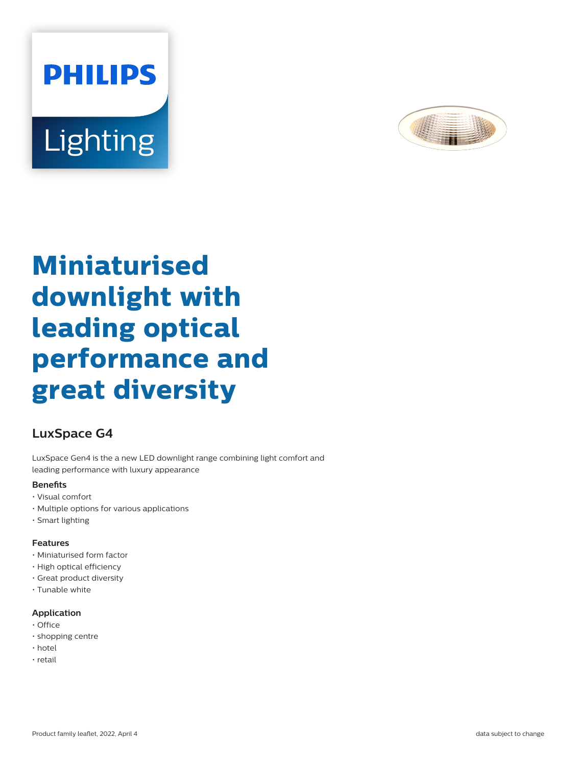PHILIPS

Lighting

# Miniaturised downlight with leading optical performance and great diversity

## LuxSpace G4

LuxSpace Gen4 is the a new LED downlight range combining light comfort and leading performance with luxury appearance

### Benefits

- Visual comfort
- Multiple options for various applications
- Smart lighting

### Features

- Miniaturised form factor
- High optical efficiency
- Great product diversity
- Tunable white

### Application

- Office
- shopping centre
- hotel
- retail

Product family leaflet, 2022, April 4

data subject to change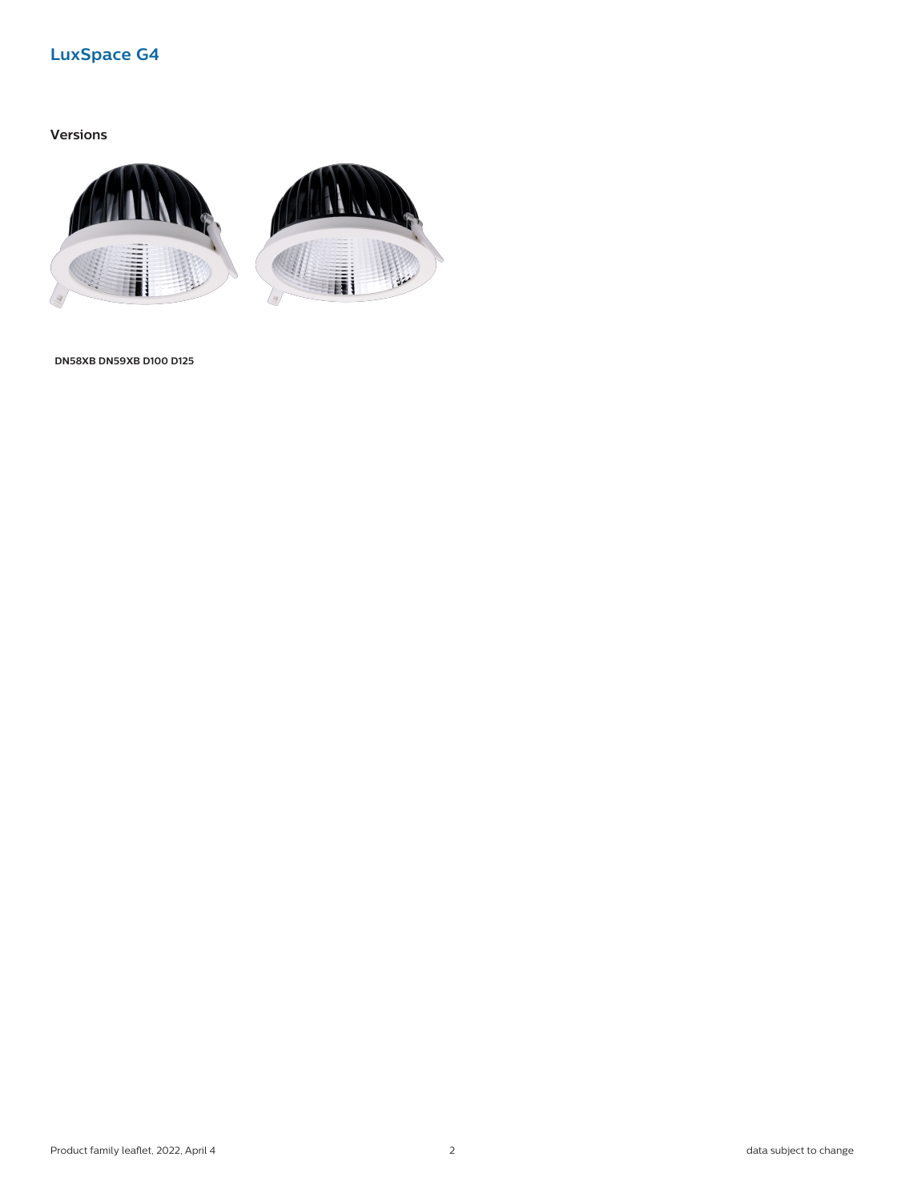# LuxSpace G4

## Versions

DN58XB DN59XB D100 D125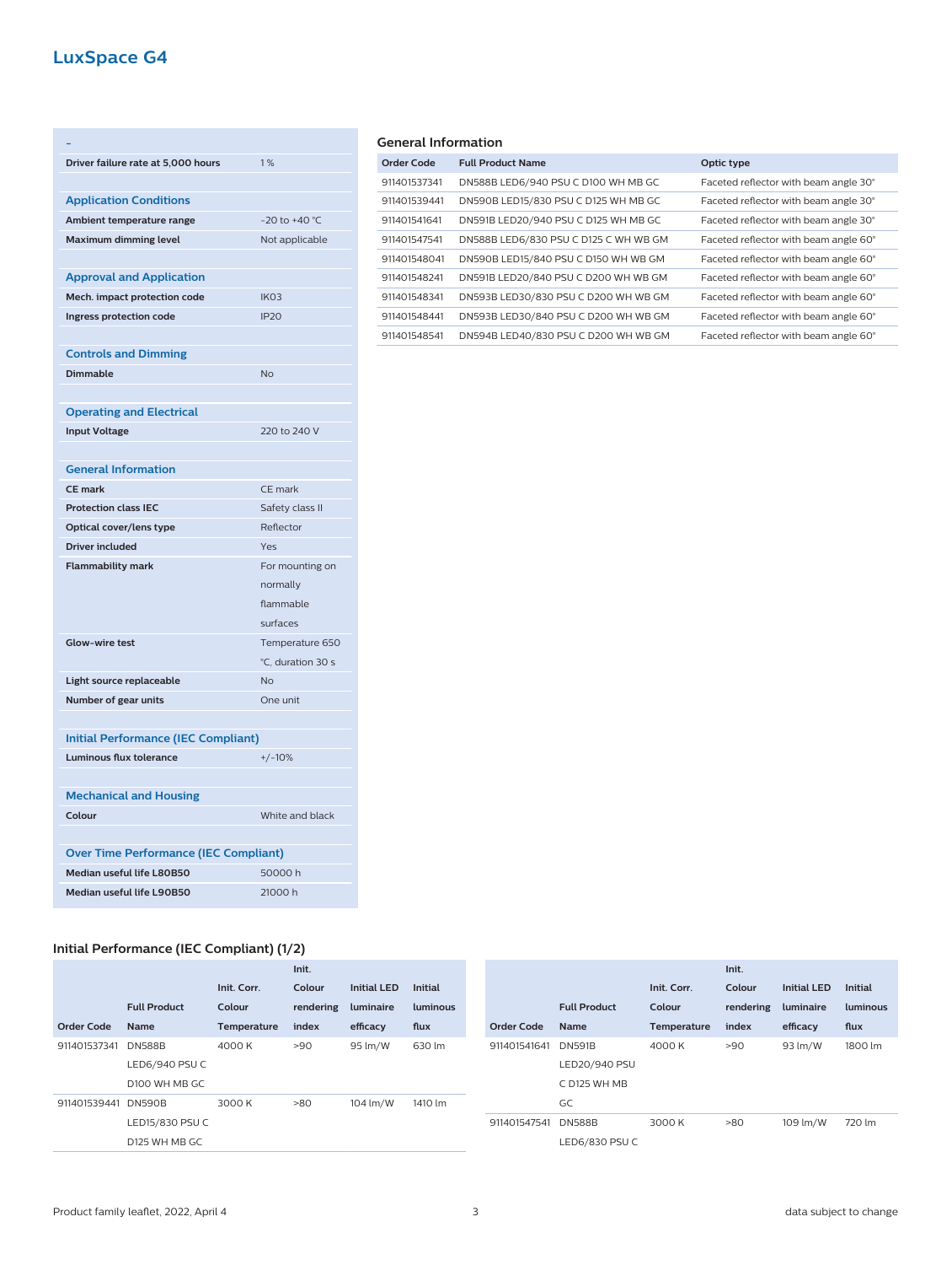# LuxSpace G4

| - | |
|---|---|
| **Driver failure rate at 5,000 hours** | 1 % |

### Application Conditions

| | |
|---|---|
| **Ambient temperature range** | -20 to +40 °C |
| **Maximum dimming level** | Not applicable |

### Approval and Application

| | |
|---|---|
| **Mech. impact protection code** | IK03 |
| **Ingress protection code** | IP20 |

### Controls and Dimming

| | |
|---|---|
| **Dimmable** | No |

### Operating and Electrical

| | |
|---|---|
| **Input Voltage** | 220 to 240 V |

### General Information

| | |
|---|---|
| **CE mark** | CE mark |
| **Protection class IEC** | Safety class II |
| **Optical cover/lens type** | Reflector |
| **Driver included** | Yes |
| **Flammability mark** | For mounting on normally flammable surfaces |
| **Glow-wire test** | Temperature 650 °C, duration 30 s |
| **Light source replaceable** | No |
| **Number of gear units** | One unit |

### Initial Performance (IEC Compliant)

| | |
|---|---|
| **Luminous flux tolerance** | +/-10% |

### Mechanical and Housing

| | |
|---|---|
| **Colour** | White and black |

### Over Time Performance (IEC Compliant)

| | |
|---|---|
| **Median useful life L80B50** | 50000 h |
| **Median useful life L90B50** | 21000 h |

## General Information

| Order Code | Full Product Name | Optic type |
|---|---|---|
| 911401537341 | DN588B LED6/940 PSU C D100 WH MB GC | Faceted reflector with beam angle 30° |
| 911401539441 | DN590B LED15/830 PSU C D125 WH MB GC | Faceted reflector with beam angle 30° |
| 911401541641 | DN591B LED20/940 PSU C D125 WH MB GC | Faceted reflector with beam angle 30° |
| 911401547541 | DN588B LED6/830 PSU C D125 C WH WB GM | Faceted reflector with beam angle 60° |
| 911401548041 | DN590B LED15/840 PSU C D150 WH WB GM | Faceted reflector with beam angle 60° |
| 911401548241 | DN591B LED20/840 PSU C D200 WH WB GM | Faceted reflector with beam angle 60° |
| 911401548341 | DN593B LED30/830 PSU C D200 WH WB GM | Faceted reflector with beam angle 60° |
| 911401548441 | DN593B LED30/840 PSU C D200 WH WB GM | Faceted reflector with beam angle 60° |
| 911401548541 | DN594B LED40/830 PSU C D200 WH WB GM | Faceted reflector with beam angle 60° |

## Initial Performance (IEC Compliant) (1/2)

| Order Code | Full Product Name | Init. Corr. Colour Temperature | Init. Colour rendering index | Initial LED luminaire efficacy | Initial luminous flux |
|---|---|---|---|---|---|
| 911401537341 | DN588B LED6/940 PSU C D100 WH MB GC | 4000 K | >90 | 95 lm/W | 630 lm |
| 911401539441 | DN590B LED15/830 PSU C D125 WH MB GC | 3000 K | >80 | 104 lm/W | 1410 lm |
| 911401541641 | DN591B LED20/940 PSU C D125 WH MB GC | 4000 K | >90 | 93 lm/W | 1800 lm |
| 911401547541 | DN588B LED6/830 PSU C | 3000 K | >80 | 109 lm/W | 720 lm |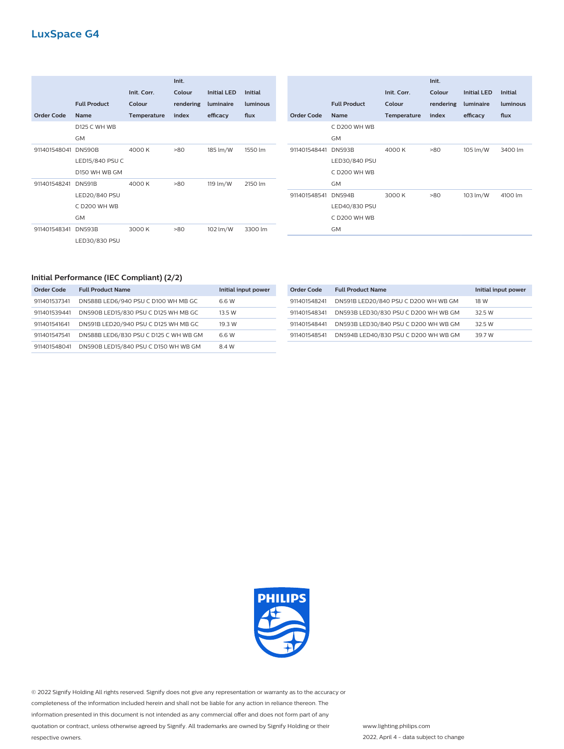## LuxSpace G4

| Order Code | Full Product Name | Init. Corr. Colour Temperature | Init. Colour rendering index | Initial LED luminaire efficacy | Initial luminous flux |
|---|---|---|---|---|---|
| | D125 C WH WB GM | | | | |
| 911401548041 | DN590B LED15/840 PSU C D150 WH WB GM | 4000 K | >80 | 185 lm/W | 1550 lm |
| 911401548241 | DN591B LED20/840 PSU C D200 WH WB GM | 4000 K | >80 | 119 lm/W | 2150 lm |
| 911401548341 | DN593B LED30/830 PSU C D200 WH WB GM | 3000 K | >80 | 102 lm/W | 3300 lm |
| 911401548441 | DN593B LED30/840 PSU C D200 WH WB GM | 4000 K | >80 | 105 lm/W | 3400 lm |
| 911401548541 | DN594B LED40/830 PSU C D200 WH WB GM | 3000 K | >80 | 103 lm/W | 4100 lm |

### Initial Performance (IEC Compliant) (2/2)

| Order Code | Full Product Name | Initial input power |
|---|---|---|
| 911401537341 | DN588B LED6/940 PSU C D100 WH MB GC | 6.6 W |
| 911401539441 | DN590B LED15/830 PSU C D125 WH MB GC | 13.5 W |
| 911401541641 | DN591B LED20/940 PSU C D125 WH MB GC | 19.3 W |
| 911401547541 | DN588B LED6/830 PSU C D125 C WH WB GM | 6.6 W |
| 911401548041 | DN590B LED15/840 PSU C D150 WH WB GM | 8.4 W |
| 911401548241 | DN591B LED20/840 PSU C D200 WH WB GM | 18 W |
| 911401548341 | DN593B LED30/830 PSU C D200 WH WB GM | 32.5 W |
| 911401548441 | DN593B LED30/840 PSU C D200 WH WB GM | 32.5 W |
| 911401548541 | DN594B LED40/830 PSU C D200 WH WB GM | 39.7 W |

PHILIPS

© 2022 Signify Holding All rights reserved. Signify does not give any representation or warranty as to the accuracy or completeness of the information included herein and shall not be liable for any action in reliance thereon. The information presented in this document is not intended as any commercial offer and does not form part of any quotation or contract, unless otherwise agreed by Signify. All trademarks are owned by Signify Holding or their respective owners.

www.lighting.philips.com

2022, April 4 - data subject to change